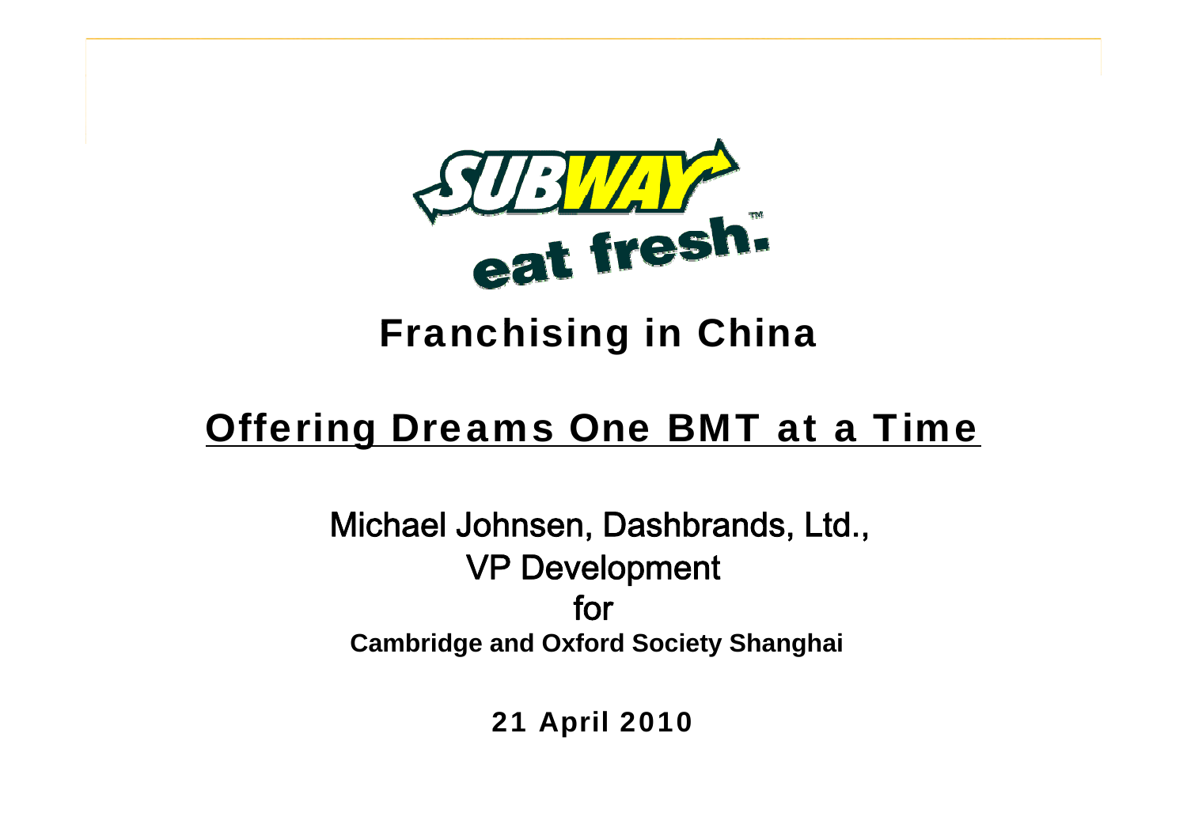SUBWAY eat fresh.™

# Franchising in China

## Offering Dreams One BMT at a Time

Michael Johnsen, Dashbrands, Ltd.,
VP Development
for
**Cambridge and Oxford Society Shanghai**

**21 April 2010**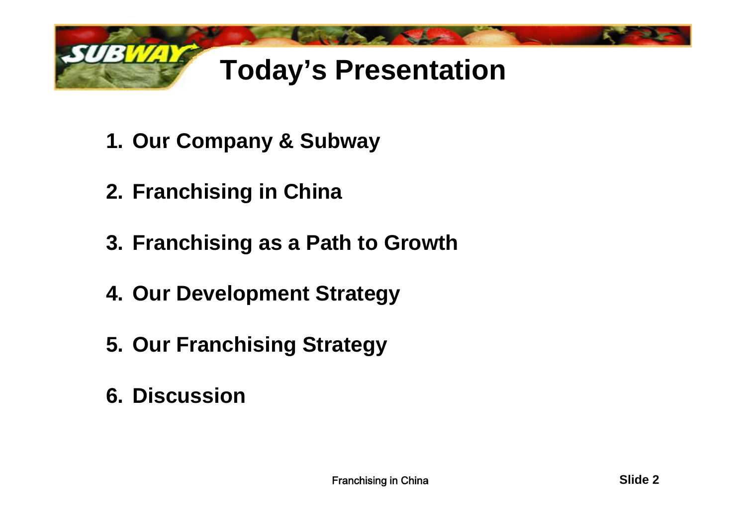# Today's Presentation

1. **Our Company & Subway**
2. **Franchising in China**
3. **Franchising as a Path to Growth**
4. **Our Development Strategy**
5. **Our Franchising Strategy**
6. **Discussion**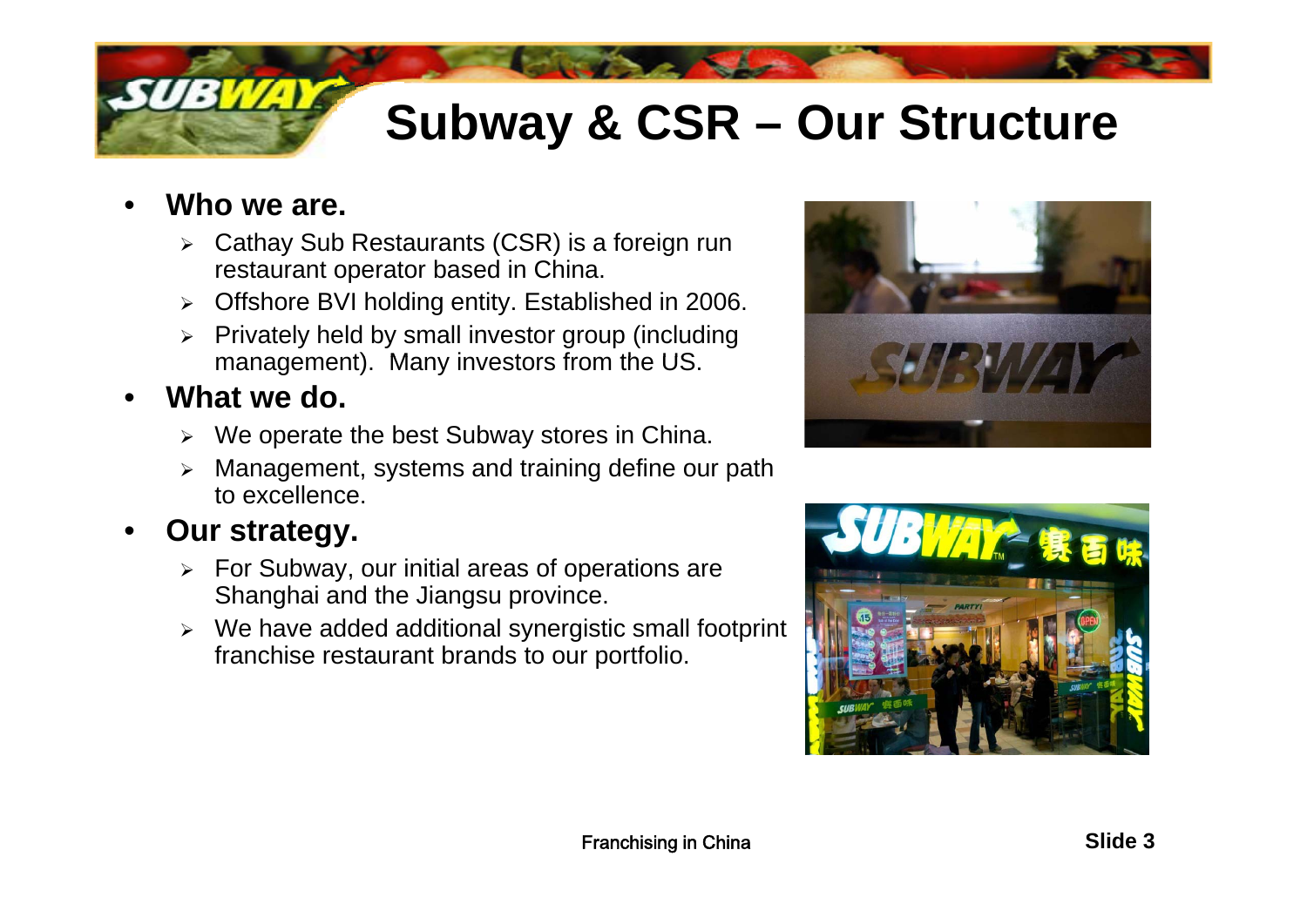# Subway & CSR – Our Structure

- **Who we are.**
  - Cathay Sub Restaurants (CSR) is a foreign run restaurant operator based in China.
  - Offshore BVI holding entity. Established in 2006.
  - Privately held by small investor group (including management). Many investors from the US.
- **What we do.**
  - We operate the best Subway stores in China.
  - Management, systems and training define our path to excellence.
- **Our strategy.**
  - For Subway, our initial areas of operations are Shanghai and the Jiangsu province.
  - We have added additional synergistic small footprint franchise restaurant brands to our portfolio.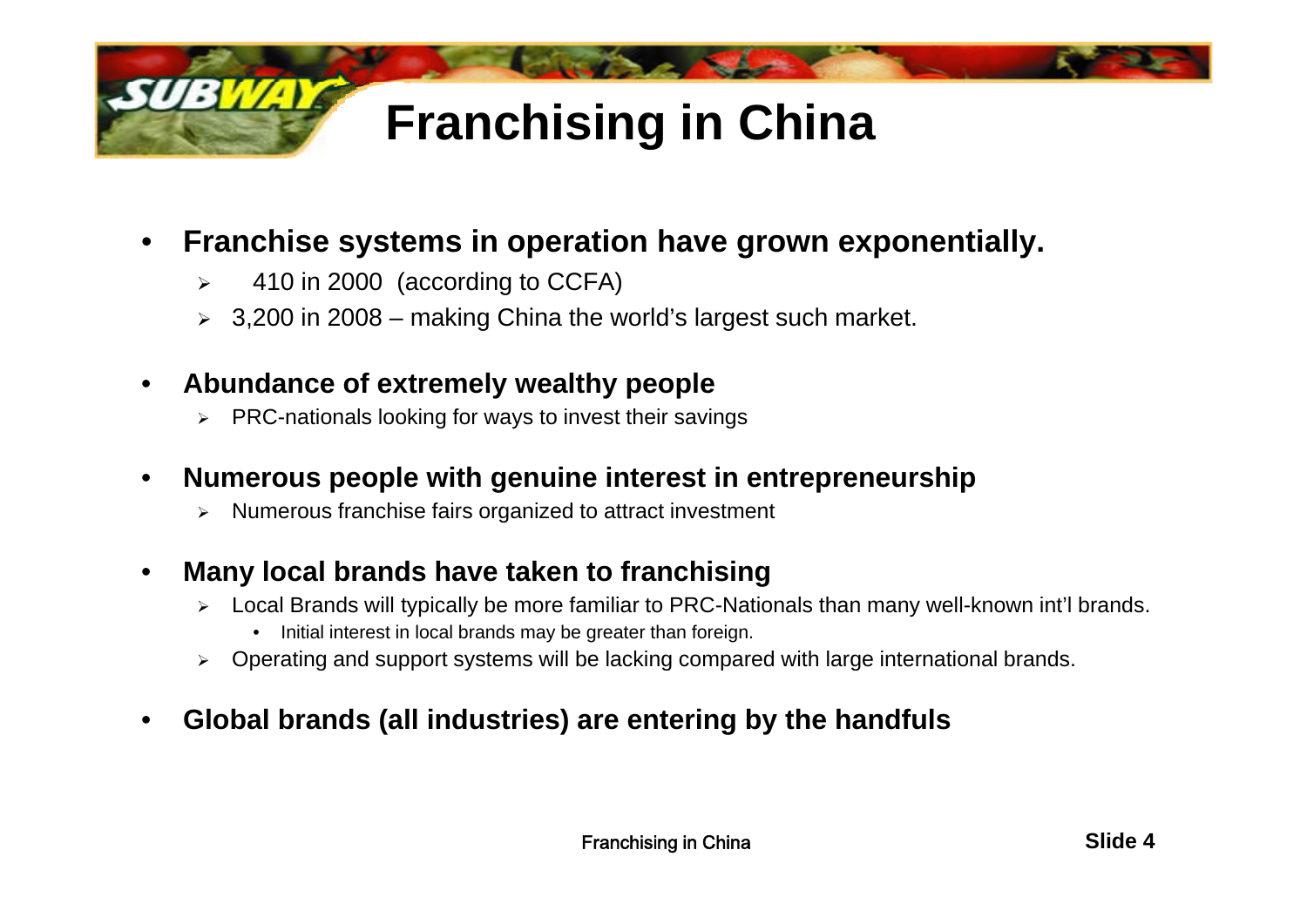# Franchising in China

- **Franchise systems in operation have grown exponentially.**
  - 410 in 2000 (according to CCFA)
  - 3,200 in 2008 – making China the world's largest such market.
- **Abundance of extremely wealthy people**
  - PRC-nationals looking for ways to invest their savings
- **Numerous people with genuine interest in entrepreneurship**
  - Numerous franchise fairs organized to attract investment
- **Many local brands have taken to franchising**
  - Local Brands will typically be more familiar to PRC-Nationals than many well-known int'l brands.
    - Initial interest in local brands may be greater than foreign.
  - Operating and support systems will be lacking compared with large international brands.
- **Global brands (all industries) are entering by the handfuls**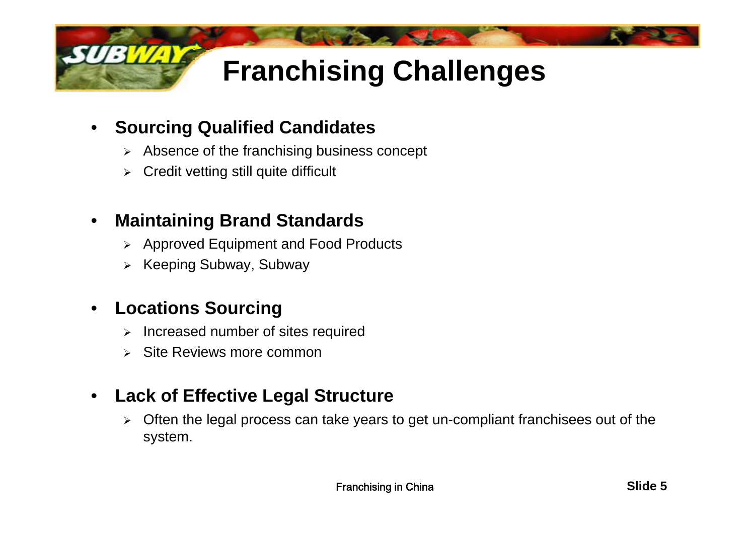# Franchising Challenges

- **Sourcing Qualified Candidates**
  - Absence of the franchising business concept
  - Credit vetting still quite difficult

- **Maintaining Brand Standards**
  - Approved Equipment and Food Products
  - Keeping Subway, Subway

- **Locations Sourcing**
  - Increased number of sites required
  - Site Reviews more common

- **Lack of Effective Legal Structure**
  - Often the legal process can take years to get un-compliant franchisees out of the system.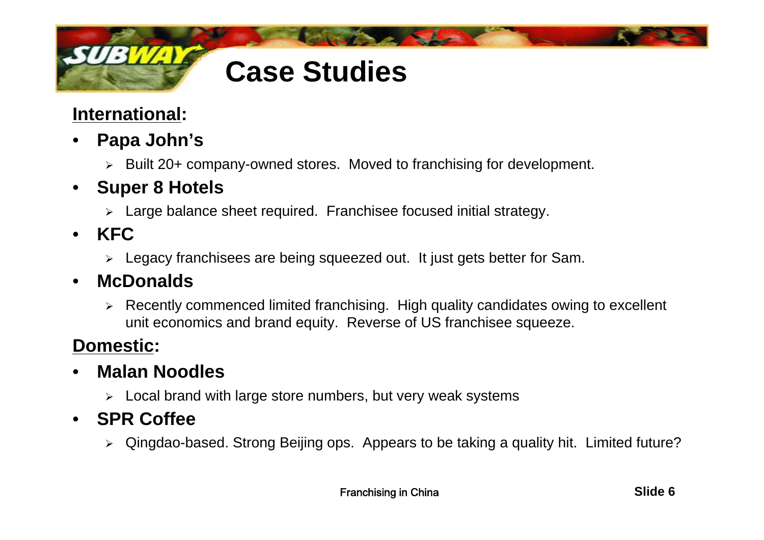# Case Studies

**International:**

- **Papa John's**
  - Built 20+ company-owned stores. Moved to franchising for development.
- **Super 8 Hotels**
  - Large balance sheet required. Franchisee focused initial strategy.
- **KFC**
  - Legacy franchisees are being squeezed out. It just gets better for Sam.
- **McDonalds**
  - Recently commenced limited franchising. High quality candidates owing to excellent unit economics and brand equity. Reverse of US franchisee squeeze.

**Domestic:**

- **Malan Noodles**
  - Local brand with large store numbers, but very weak systems
- **SPR Coffee**
  - Qingdao-based. Strong Beijing ops. Appears to be taking a quality hit. Limited future?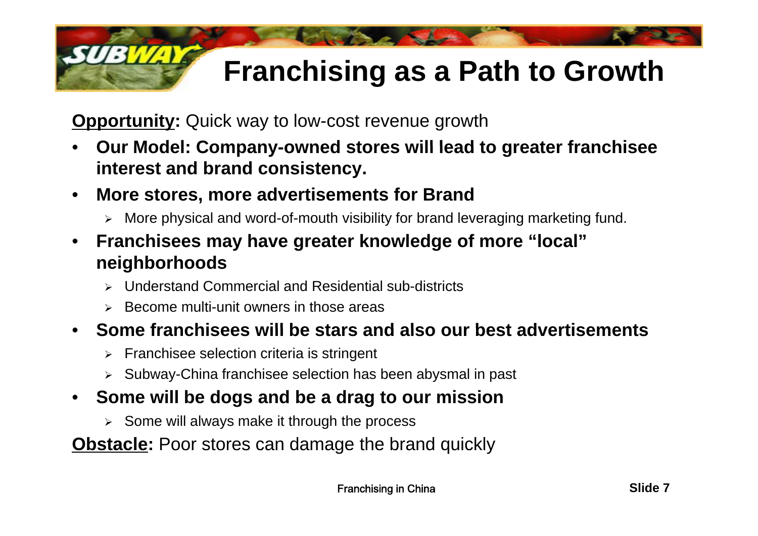# Franchising as a Path to Growth

**Opportunity:** Quick way to low-cost revenue growth

- **Our Model: Company-owned stores will lead to greater franchisee interest and brand consistency.**
- **More stores, more advertisements for Brand**
  - More physical and word-of-mouth visibility for brand leveraging marketing fund.
- **Franchisees may have greater knowledge of more "local" neighborhoods**
  - Understand Commercial and Residential sub-districts
  - Become multi-unit owners in those areas
- **Some franchisees will be stars and also our best advertisements**
  - Franchisee selection criteria is stringent
  - Subway-China franchisee selection has been abysmal in past
- **Some will be dogs and be a drag to our mission**
  - Some will always make it through the process

**Obstacle:** Poor stores can damage the brand quickly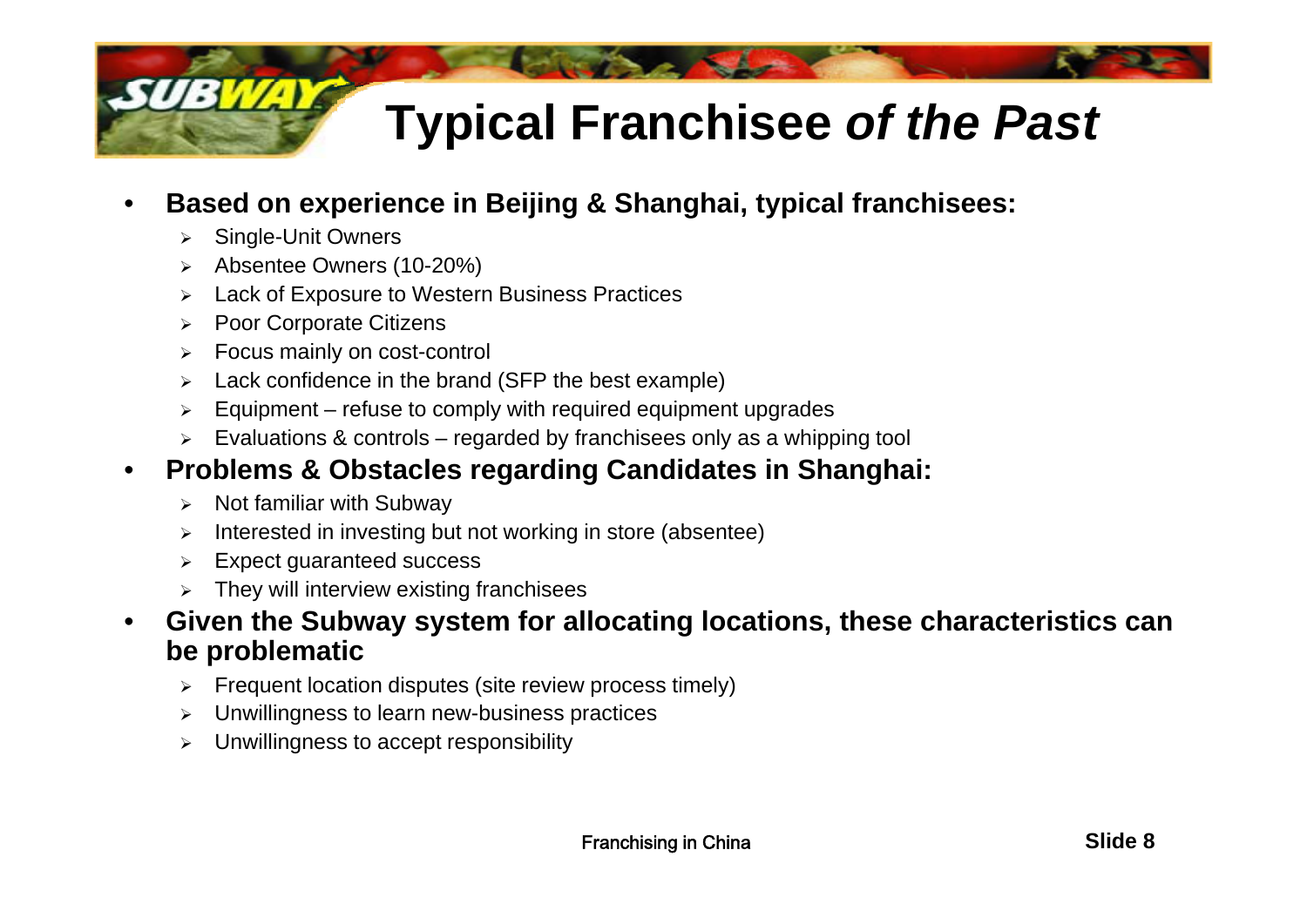# Typical Franchisee *of the Past*

- **Based on experience in Beijing & Shanghai, typical franchisees:**
  - Single-Unit Owners
  - Absentee Owners (10-20%)
  - Lack of Exposure to Western Business Practices
  - Poor Corporate Citizens
  - Focus mainly on cost-control
  - Lack confidence in the brand (SFP the best example)
  - Equipment – refuse to comply with required equipment upgrades
  - Evaluations & controls – regarded by franchisees only as a whipping tool
- **Problems & Obstacles regarding Candidates in Shanghai:**
  - Not familiar with Subway
  - Interested in investing but not working in store (absentee)
  - Expect guaranteed success
  - They will interview existing franchisees
- **Given the Subway system for allocating locations, these characteristics can be problematic**
  - Frequent location disputes (site review process timely)
  - Unwillingness to learn new-business practices
  - Unwillingness to accept responsibility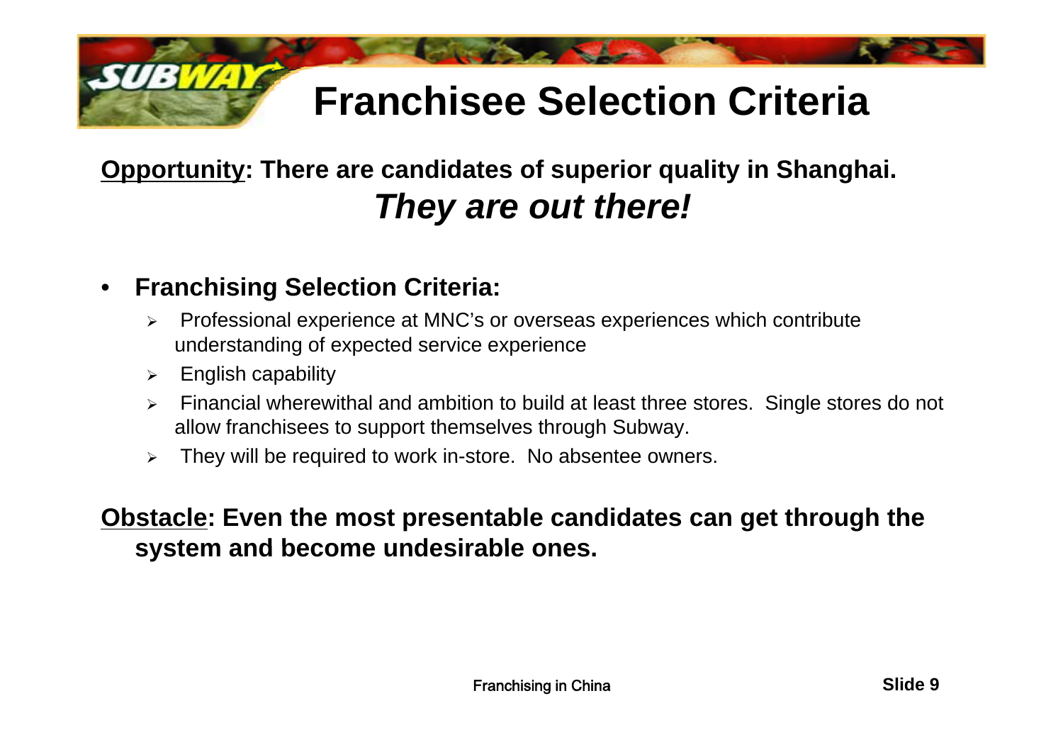# Franchisee Selection Criteria

**<u>Opportunity</u>: There are candidates of superior quality in Shanghai.**

***They are out there!***

- **Franchising Selection Criteria:**
  - Professional experience at MNC's or overseas experiences which contribute understanding of expected service experience
  - English capability
  - Financial wherewithal and ambition to build at least three stores. Single stores do not allow franchisees to support themselves through Subway.
  - They will be required to work in-store. No absentee owners.

**<u>Obstacle</u>: Even the most presentable candidates can get through the system and become undesirable ones.**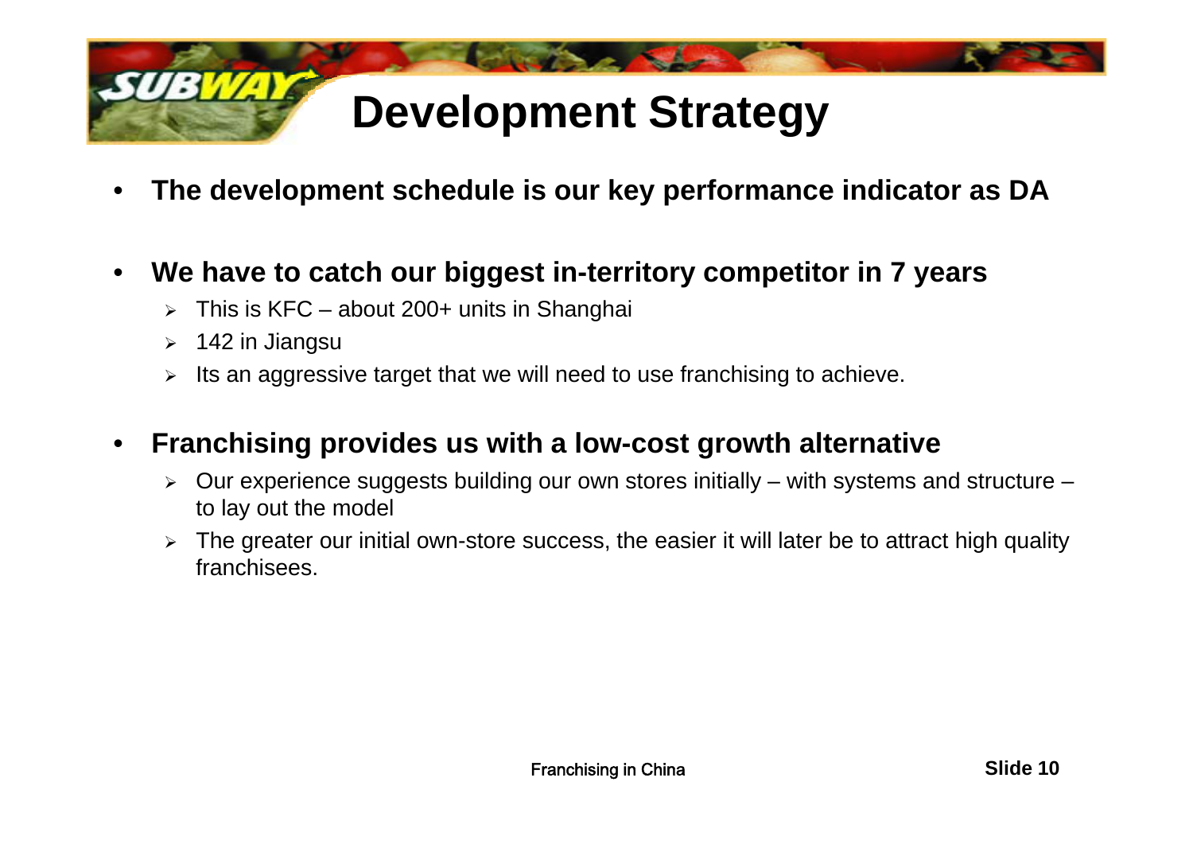# Development Strategy

- **The development schedule is our key performance indicator as DA**

- **We have to catch our biggest in-territory competitor in 7 years**
  - This is KFC – about 200+ units in Shanghai
  - 142 in Jiangsu
  - Its an aggressive target that we will need to use franchising to achieve.

- **Franchising provides us with a low-cost growth alternative**
  - Our experience suggests building our own stores initially – with systems and structure – to lay out the model
  - The greater our initial own-store success, the easier it will later be to attract high quality franchisees.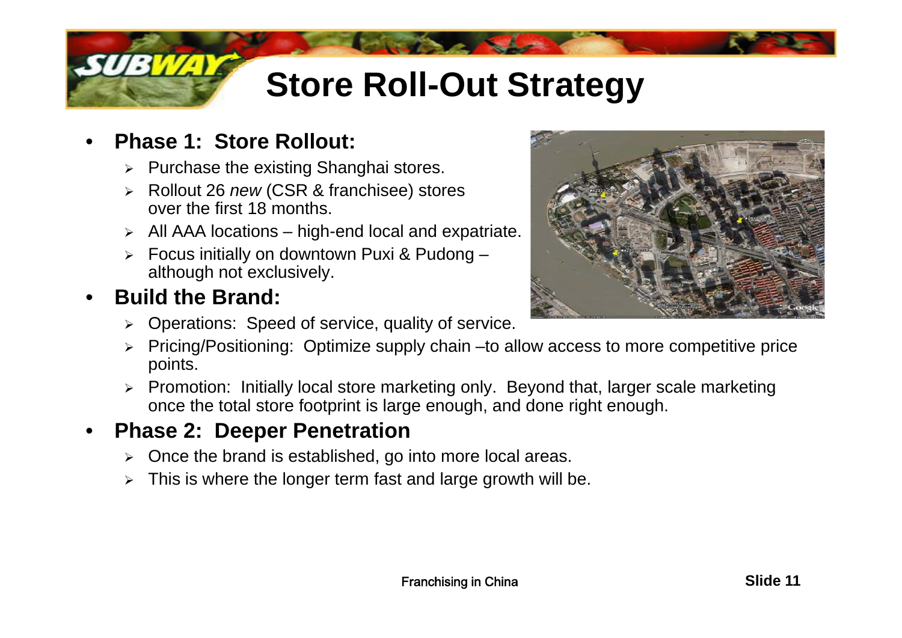# Store Roll-Out Strategy

- **Phase 1: Store Rollout:**
  - Purchase the existing Shanghai stores.
  - Rollout 26 *new* (CSR & franchisee) stores over the first 18 months.
  - All AAA locations – high-end local and expatriate.
  - Focus initially on downtown Puxi & Pudong – although not exclusively.
- **Build the Brand:**
  - Operations: Speed of service, quality of service.
  - Pricing/Positioning: Optimize supply chain –to allow access to more competitive price points.
  - Promotion: Initially local store marketing only. Beyond that, larger scale marketing once the total store footprint is large enough, and done right enough.
- **Phase 2: Deeper Penetration**
  - Once the brand is established, go into more local areas.
  - This is where the longer term fast and large growth will be.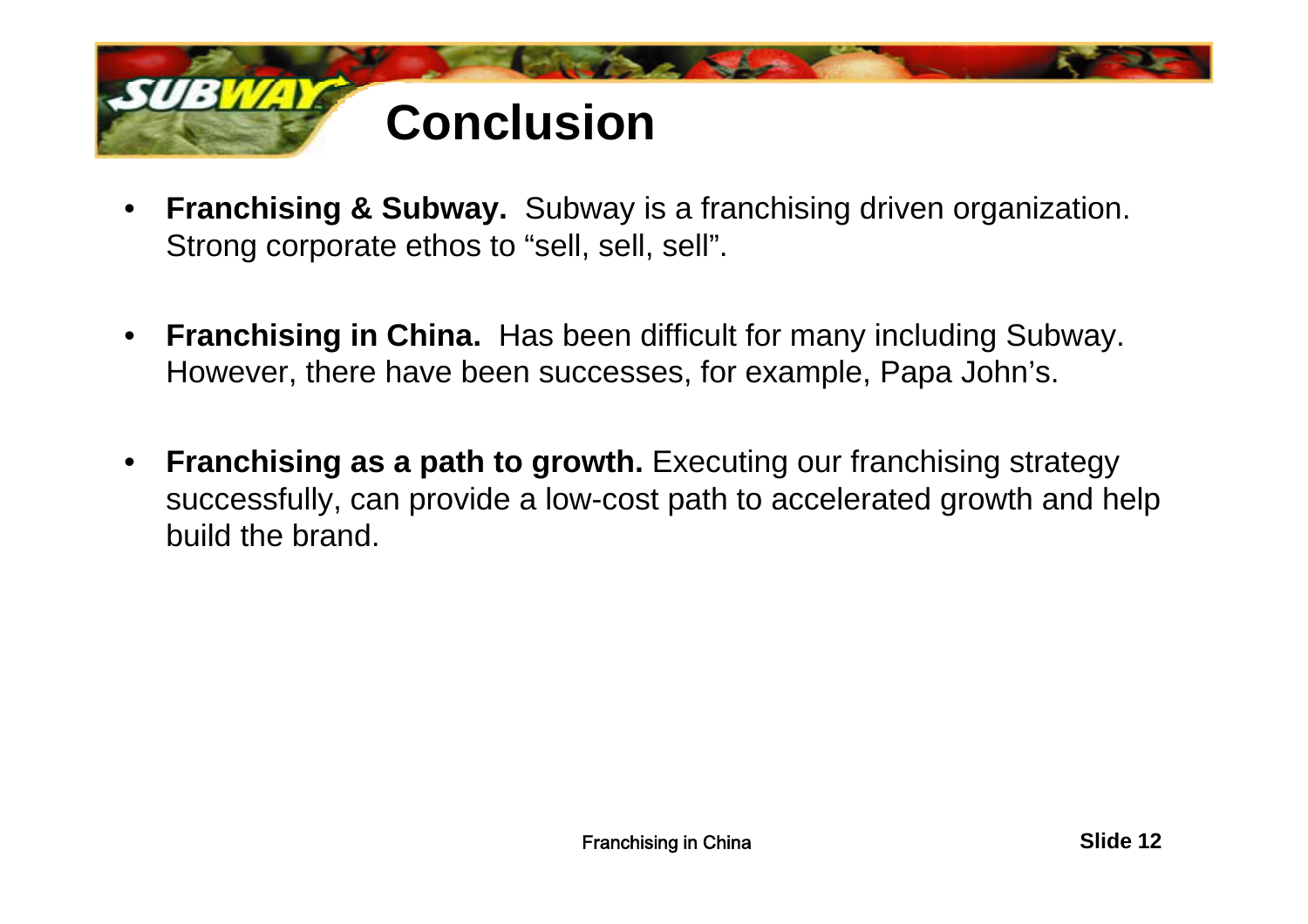# Conclusion

- **Franchising & Subway.** Subway is a franchising driven organization. Strong corporate ethos to “sell, sell, sell”.
- **Franchising in China.** Has been difficult for many including Subway. However, there have been successes, for example, Papa John’s.
- **Franchising as a path to growth.** Executing our franchising strategy successfully, can provide a low-cost path to accelerated growth and help build the brand.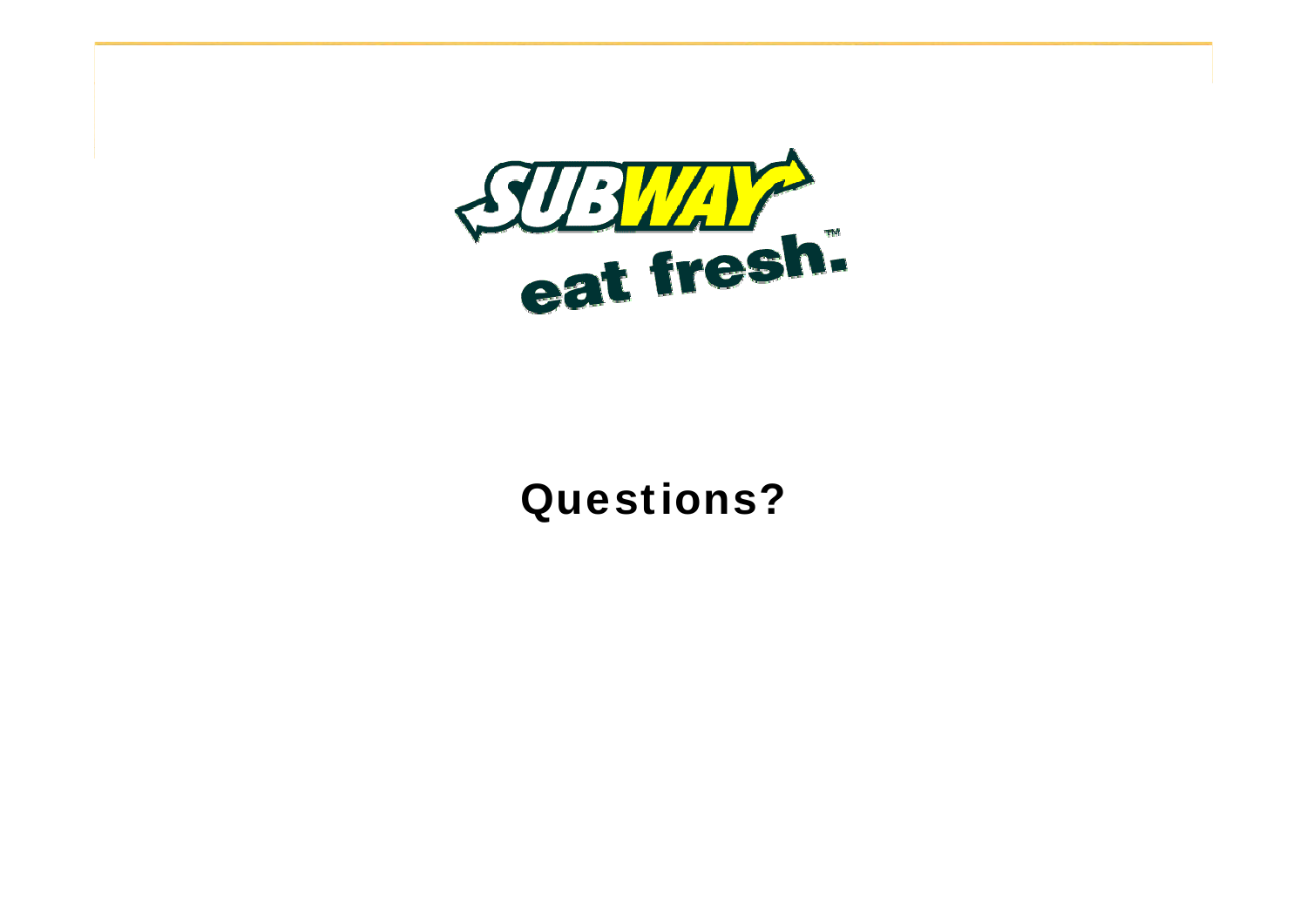SUBWAY

eat fresh.™

Questions?